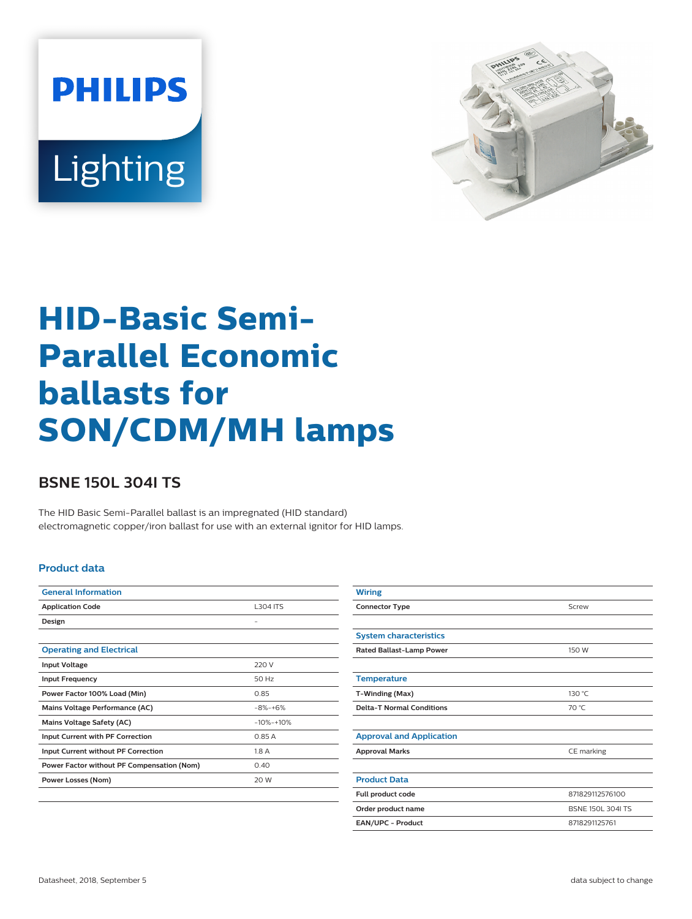PHILIPS

Lighting

# HID-Basic Semi-Parallel Economic ballasts for SON/CDM/MH lamps

## BSNE 150L 304I TS

The HID Basic Semi-Parallel ballast is an impregnated (HID standard) electromagnetic copper/iron ballast for use with an external ignitor for HID lamps.

### Product data

| General Information | |
|---|---|
| **Application Code** | L304 ITS |
| **Design** | - |

| Operating and Electrical | |
|---|---|
| **Input Voltage** | 220 V |
| **Input Frequency** | 50 Hz |
| **Power Factor 100% Load (Min)** | 0.85 |
| **Mains Voltage Performance (AC)** | -8%-+6% |
| **Mains Voltage Safety (AC)** | -10%-+10% |
| **Input Current with PF Correction** | 0.85 A |
| **Input Current without PF Correction** | 1.8 A |
| **Power Factor without PF Compensation (Nom)** | 0.40 |
| **Power Losses (Nom)** | 20 W |

| Wiring | |
|---|---|
| **Connector Type** | Screw |

| System characteristics | |
|---|---|
| **Rated Ballast-Lamp Power** | 150 W |

| Temperature | |
|---|---|
| **T-Winding (Max)** | 130 °C |
| **Delta-T Normal Conditions** | 70 °C |

| Approval and Application | |
|---|---|
| **Approval Marks** | CE marking |

| Product Data | |
|---|---|
| **Full product code** | 871829112576100 |
| **Order product name** | BSNE 150L 304I TS |
| **EAN/UPC - Product** | 8718291125761 |

Datasheet, 2018, September 5

data subject to change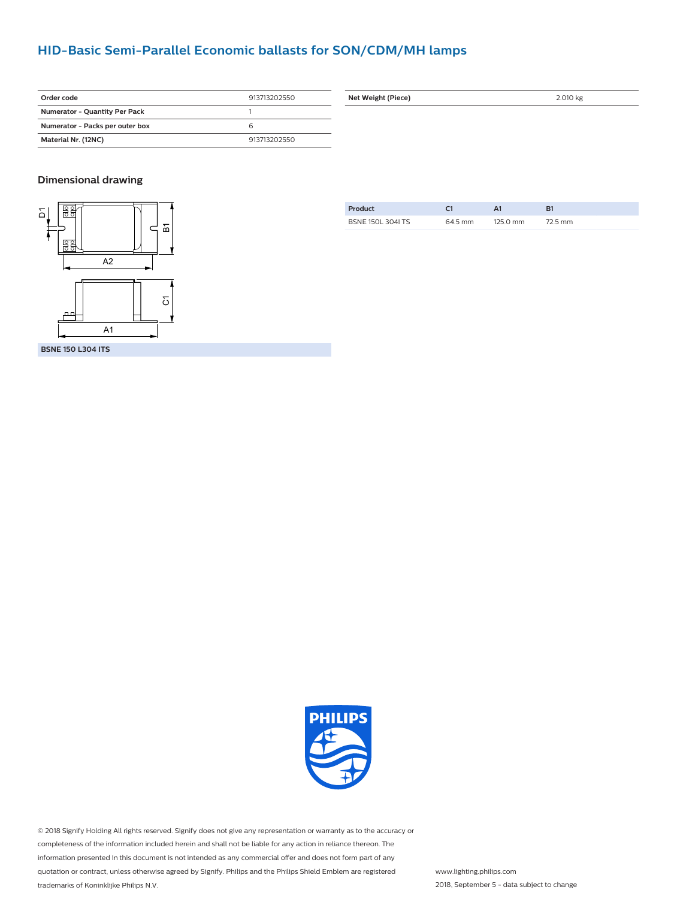# HID-Basic Semi-Parallel Economic ballasts for SON/CDM/MH lamps

| | |
|---|---|
| **Order code** | 913713202550 |
| **Numerator - Quantity Per Pack** | 1 |
| **Numerator - Packs per outer box** | 6 |
| **Material Nr. (12NC)** | 913713202550 |

| | |
|---|---|
| **Net Weight (Piece)** | 2.010 kg |

## Dimensional drawing

D1

B1

A2

C1

A1

**BSNE 150 L304 ITS**

| Product | C1 | A1 | B1 |
|---|---|---|---|
| BSNE 150L 304I TS | 64.5 mm | 125.0 mm | 72.5 mm |

© 2018 Signify Holding All rights reserved. Signify does not give any representation or warranty as to the accuracy or completeness of the information included herein and shall not be liable for any action in reliance thereon. The information presented in this document is not intended as any commercial offer and does not form part of any quotation or contract, unless otherwise agreed by Signify. Philips and the Philips Shield Emblem are registered trademarks of Koninklijke Philips N.V.

www.lighting.philips.com

2018, September 5 - data subject to change